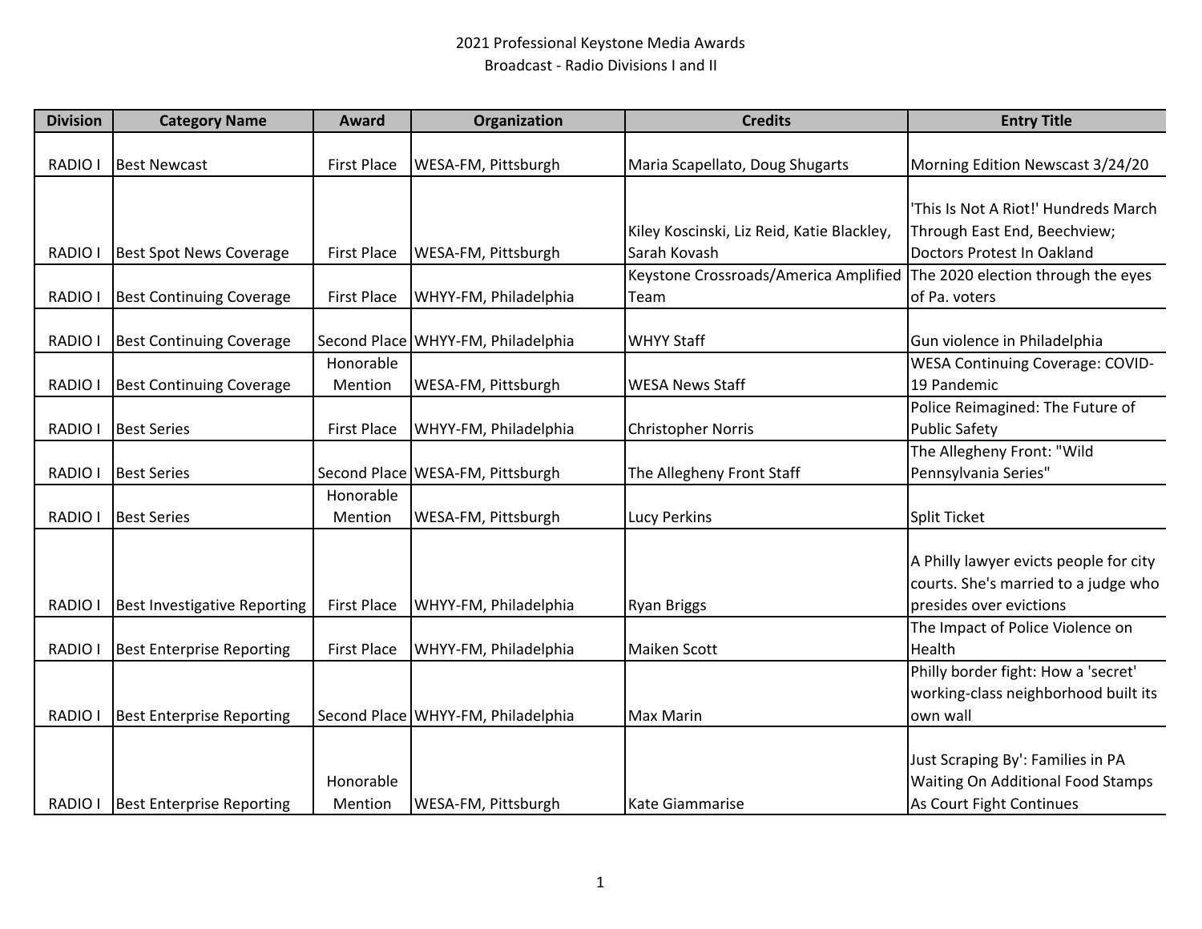# 2021 Professional Keystone Media Awards

## Broadcast - Radio Divisions I and II

| Division | Category Name | Award | Organization | Credits | Entry Title |
|---|---|---|---|---|---|
| RADIO I | Best Newcast | First Place | WESA-FM, Pittsburgh | Maria Scapellato, Doug Shugarts | Morning Edition Newscast 3/24/20 |
| RADIO I | Best Spot News Coverage | First Place | WESA-FM, Pittsburgh | Kiley Koscinski, Liz Reid, Katie Blackley, Sarah Kovash | 'This Is Not A Riot!' Hundreds March Through East End, Beechview; Doctors Protest In Oakland |
| RADIO I | Best Continuing Coverage | First Place | WHYY-FM, Philadelphia | Keystone Crossroads/America Amplified Team | The 2020 election through the eyes of Pa. voters |
| RADIO I | Best Continuing Coverage | Second Place | WHYY-FM, Philadelphia | WHYY Staff | Gun violence in Philadelphia |
| RADIO I | Best Continuing Coverage | Honorable Mention | WESA-FM, Pittsburgh | WESA News Staff | WESA Continuing Coverage: COVID-19 Pandemic |
| RADIO I | Best Series | First Place | WHYY-FM, Philadelphia | Christopher Norris | Police Reimagined: The Future of Public Safety |
| RADIO I | Best Series | Second Place | WESA-FM, Pittsburgh | The Allegheny Front Staff | The Allegheny Front: "Wild Pennsylvania Series" |
| RADIO I | Best Series | Honorable Mention | WESA-FM, Pittsburgh | Lucy Perkins | Split Ticket |
| RADIO I | Best Investigative Reporting | First Place | WHYY-FM, Philadelphia | Ryan Briggs | A Philly lawyer evicts people for city courts. She's married to a judge who presides over evictions |
| RADIO I | Best Enterprise Reporting | First Place | WHYY-FM, Philadelphia | Maiken Scott | The Impact of Police Violence on Health |
| RADIO I | Best Enterprise Reporting | Second Place | WHYY-FM, Philadelphia | Max Marin | Philly border fight: How a 'secret' working-class neighborhood built its own wall |
| RADIO I | Best Enterprise Reporting | Honorable Mention | WESA-FM, Pittsburgh | Kate Giammarise | Just Scraping By': Families in PA Waiting On Additional Food Stamps As Court Fight Continues |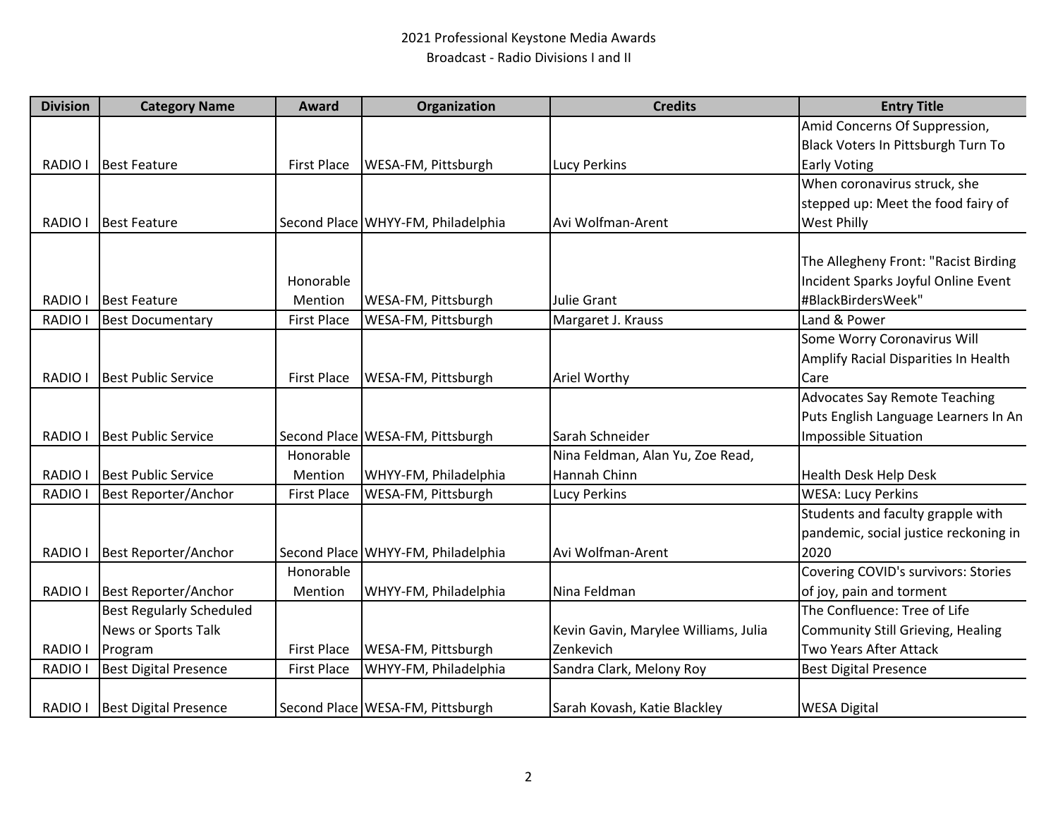# 2021 Professional Keystone Media Awards

## Broadcast - Radio Divisions I and II

| Division | Category Name | Award | Organization | Credits | Entry Title |
|---|---|---|---|---|---|
| RADIO I | Best Feature | First Place | WESA-FM, Pittsburgh | Lucy Perkins | Amid Concerns Of Suppression, Black Voters In Pittsburgh Turn To Early Voting |
| RADIO I | Best Feature | Second Place | WHYY-FM, Philadelphia | Avi Wolfman-Arent | When coronavirus struck, she stepped up: Meet the food fairy of West Philly |
| RADIO I | Best Feature | Honorable Mention | WESA-FM, Pittsburgh | Julie Grant | The Allegheny Front: "Racist Birding Incident Sparks Joyful Online Event #BlackBirdersWeek" |
| RADIO I | Best Documentary | First Place | WESA-FM, Pittsburgh | Margaret J. Krauss | Land & Power |
| RADIO I | Best Public Service | First Place | WESA-FM, Pittsburgh | Ariel Worthy | Some Worry Coronavirus Will Amplify Racial Disparities In Health Care |
| RADIO I | Best Public Service | Second Place | WESA-FM, Pittsburgh | Sarah Schneider | Advocates Say Remote Teaching Puts English Language Learners In An Impossible Situation |
| RADIO I | Best Public Service | Honorable Mention | WHYY-FM, Philadelphia | Nina Feldman, Alan Yu, Zoe Read, Hannah Chinn | Health Desk Help Desk |
| RADIO I | Best Reporter/Anchor | First Place | WESA-FM, Pittsburgh | Lucy Perkins | WESA: Lucy Perkins |
| RADIO I | Best Reporter/Anchor | Second Place | WHYY-FM, Philadelphia | Avi Wolfman-Arent | Students and faculty grapple with pandemic, social justice reckoning in 2020 |
| RADIO I | Best Reporter/Anchor | Honorable Mention | WHYY-FM, Philadelphia | Nina Feldman | Covering COVID's survivors: Stories of joy, pain and torment |
| RADIO I | Best Regularly Scheduled News or Sports Talk Program | First Place | WESA-FM, Pittsburgh | Kevin Gavin, Marylee Williams, Julia Zenkevich | The Confluence: Tree of Life Community Still Grieving, Healing Two Years After Attack |
| RADIO I | Best Digital Presence | First Place | WHYY-FM, Philadelphia | Sandra Clark, Melony Roy | Best Digital Presence |
| RADIO I | Best Digital Presence | Second Place | WESA-FM, Pittsburgh | Sarah Kovash, Katie Blackley | WESA Digital |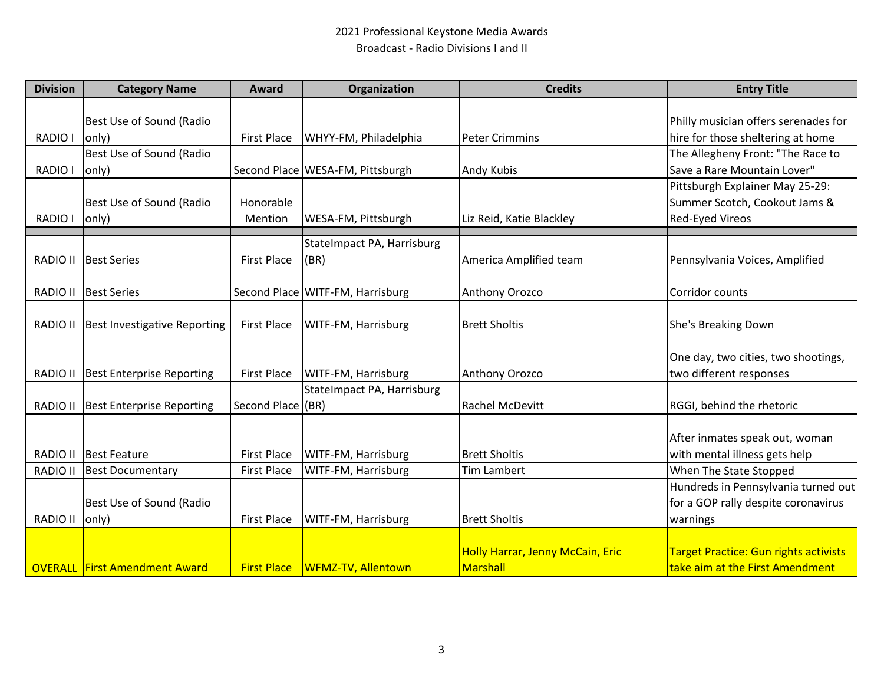2021 Professional Keystone Media Awards
Broadcast - Radio Divisions I and II

| Division | Category Name | Award | Organization | Credits | Entry Title |
|---|---|---|---|---|---|
| RADIO I | Best Use of Sound (Radio only) | First Place | WHYY-FM, Philadelphia | Peter Crimmins | Philly musician offers serenades for hire for those sheltering at home |
| RADIO I | Best Use of Sound (Radio only) | Second Place | WESA-FM, Pittsburgh | Andy Kubis | The Allegheny Front: "The Race to Save a Rare Mountain Lover" |
| RADIO I | Best Use of Sound (Radio only) | Honorable Mention | WESA-FM, Pittsburgh | Liz Reid, Katie Blackley | Pittsburgh Explainer May 25-29: Summer Scotch, Cookout Jams & Red-Eyed Vireos |
| | | | | | |
| RADIO II | Best Series | First Place | StateImpact PA, Harrisburg (BR) | America Amplified team | Pennsylvania Voices, Amplified |
| RADIO II | Best Series | Second Place | WITF-FM, Harrisburg | Anthony Orozco | Corridor counts |
| RADIO II | Best Investigative Reporting | First Place | WITF-FM, Harrisburg | Brett Sholtis | She's Breaking Down |
| RADIO II | Best Enterprise Reporting | First Place | WITF-FM, Harrisburg | Anthony Orozco | One day, two cities, two shootings, two different responses |
| RADIO II | Best Enterprise Reporting | Second Place | StateImpact PA, Harrisburg (BR) | Rachel McDevitt | RGGI, behind the rhetoric |
| RADIO II | Best Feature | First Place | WITF-FM, Harrisburg | Brett Sholtis | After inmates speak out, woman with mental illness gets help |
| RADIO II | Best Documentary | First Place | WITF-FM, Harrisburg | Tim Lambert | When The State Stopped |
| RADIO II | Best Use of Sound (Radio only) | First Place | WITF-FM, Harrisburg | Brett Sholtis | Hundreds in Pennsylvania turned out for a GOP rally despite coronavirus warnings |
| OVERALL | First Amendment Award | First Place | WFMZ-TV, Allentown | Holly Harrar, Jenny McCain, Eric Marshall | Target Practice: Gun rights activists take aim at the First Amendment |